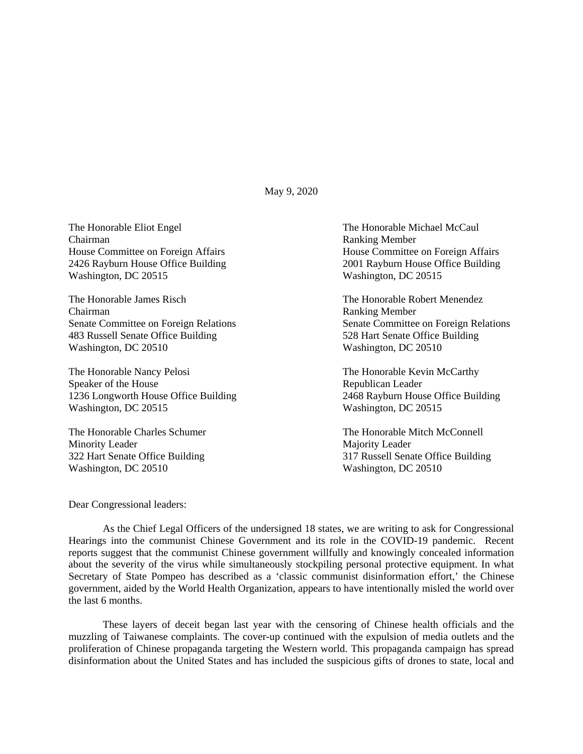May 9, 2020

The Honorable Eliot Engel
Chairman
House Committee on Foreign Affairs
2426 Rayburn House Office Building
Washington, DC 20515

The Honorable Michael McCaul
Ranking Member
House Committee on Foreign Affairs
2001 Rayburn House Office Building
Washington, DC 20515

The Honorable James Risch
Chairman
Senate Committee on Foreign Relations
483 Russell Senate Office Building
Washington, DC 20510

The Honorable Robert Menendez
Ranking Member
Senate Committee on Foreign Relations
528 Hart Senate Office Building
Washington, DC 20510

The Honorable Nancy Pelosi
Speaker of the House
1236 Longworth House Office Building
Washington, DC 20515

The Honorable Kevin McCarthy
Republican Leader
2468 Rayburn House Office Building
Washington, DC 20515

The Honorable Charles Schumer
Minority Leader
322 Hart Senate Office Building
Washington, DC 20510

The Honorable Mitch McConnell
Majority Leader
317 Russell Senate Office Building
Washington, DC 20510

Dear Congressional leaders:

As the Chief Legal Officers of the undersigned 18 states, we are writing to ask for Congressional Hearings into the communist Chinese Government and its role in the COVID-19 pandemic. Recent reports suggest that the communist Chinese government willfully and knowingly concealed information about the severity of the virus while simultaneously stockpiling personal protective equipment. In what Secretary of State Pompeo has described as a 'classic communist disinformation effort,' the Chinese government, aided by the World Health Organization, appears to have intentionally misled the world over the last 6 months.

These layers of deceit began last year with the censoring of Chinese health officials and the muzzling of Taiwanese complaints. The cover-up continued with the expulsion of media outlets and the proliferation of Chinese propaganda targeting the Western world. This propaganda campaign has spread disinformation about the United States and has included the suspicious gifts of drones to state, local and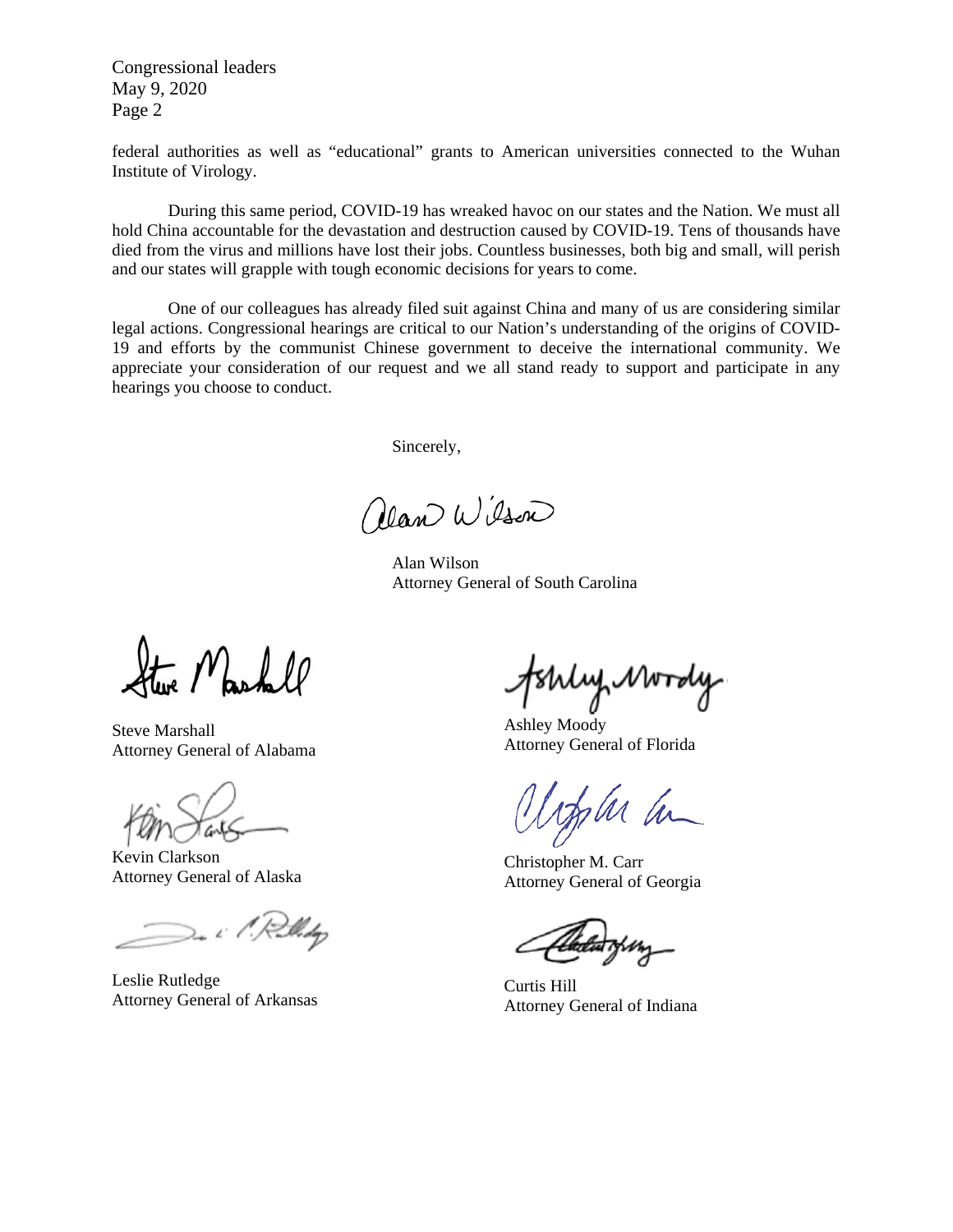federal authorities as well as "educational" grants to American universities connected to the Wuhan Institute of Virology.

During this same period, COVID-19 has wreaked havoc on our states and the Nation. We must all hold China accountable for the devastation and destruction caused by COVID-19. Tens of thousands have died from the virus and millions have lost their jobs. Countless businesses, both big and small, will perish and our states will grapple with tough economic decisions for years to come.

One of our colleagues has already filed suit against China and many of us are considering similar legal actions. Congressional hearings are critical to our Nation's understanding of the origins of COVID-19 and efforts by the communist Chinese government to deceive the international community. We appreciate your consideration of our request and we all stand ready to support and participate in any hearings you choose to conduct.

Sincerely,

Alan Wilson
Attorney General of South Carolina

Steve Marshall
Attorney General of Alabama

Ashley Moody
Attorney General of Florida

Kevin Clarkson
Attorney General of Alaska

Christopher M. Carr
Attorney General of Georgia

Leslie Rutledge
Attorney General of Arkansas

Curtis Hill
Attorney General of Indiana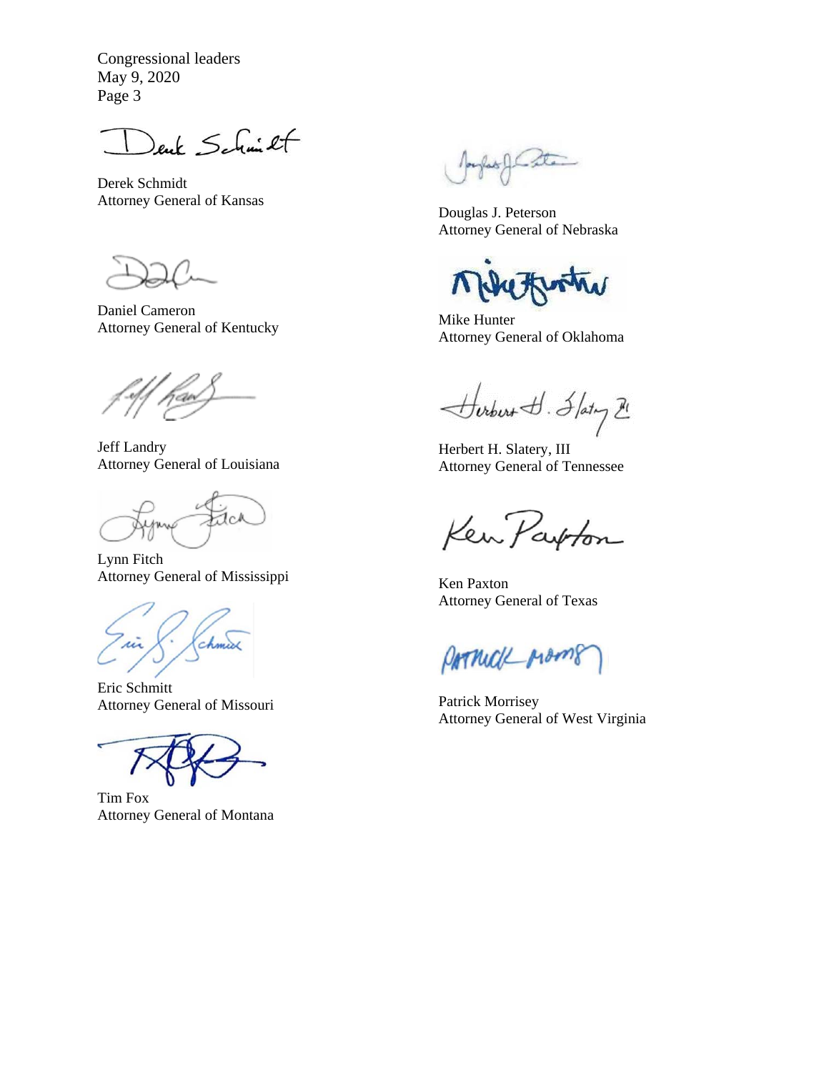Derek Schmidt
Attorney General of Kansas

Daniel Cameron
Attorney General of Kentucky

Jeff Landry
Attorney General of Louisiana

Lynn Fitch
Attorney General of Mississippi

Eric Schmitt
Attorney General of Missouri

Tim Fox
Attorney General of Montana

Douglas J. Peterson
Attorney General of Nebraska

Mike Hunter
Attorney General of Oklahoma

Herbert H. Slatery, III
Attorney General of Tennessee

Ken Paxton
Attorney General of Texas

Patrick Morrisey
Attorney General of West Virginia